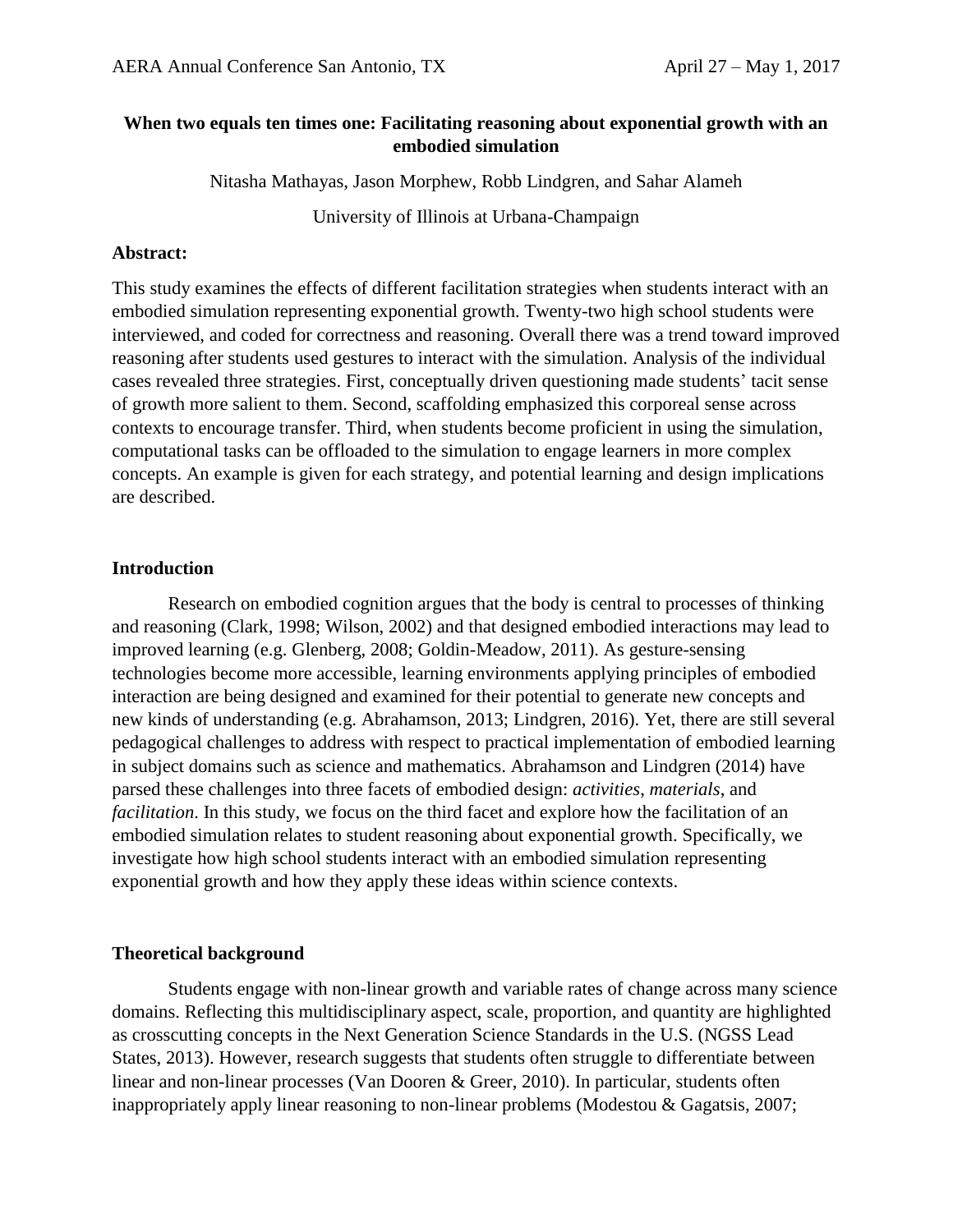# When two equals ten times one: Facilitating reasoning about exponential growth with an embodied simulation

Nitasha Mathayas, Jason Morphew, Robb Lindgren, and Sahar Alameh

University of Illinois at Urbana-Champaign

**Abstract:**

This study examines the effects of different facilitation strategies when students interact with an embodied simulation representing exponential growth. Twenty-two high school students were interviewed, and coded for correctness and reasoning. Overall there was a trend toward improved reasoning after students used gestures to interact with the simulation. Analysis of the individual cases revealed three strategies. First, conceptually driven questioning made students' tacit sense of growth more salient to them. Second, scaffolding emphasized this corporeal sense across contexts to encourage transfer. Third, when students become proficient in using the simulation, computational tasks can be offloaded to the simulation to engage learners in more complex concepts. An example is given for each strategy, and potential learning and design implications are described.

## Introduction

Research on embodied cognition argues that the body is central to processes of thinking and reasoning (Clark, 1998; Wilson, 2002) and that designed embodied interactions may lead to improved learning (e.g. Glenberg, 2008; Goldin-Meadow, 2011). As gesture-sensing technologies become more accessible, learning environments applying principles of embodied interaction are being designed and examined for their potential to generate new concepts and new kinds of understanding (e.g. Abrahamson, 2013; Lindgren, 2016). Yet, there are still several pedagogical challenges to address with respect to practical implementation of embodied learning in subject domains such as science and mathematics. Abrahamson and Lindgren (2014) have parsed these challenges into three facets of embodied design: *activities*, *materials*, and *facilitation*. In this study, we focus on the third facet and explore how the facilitation of an embodied simulation relates to student reasoning about exponential growth. Specifically, we investigate how high school students interact with an embodied simulation representing exponential growth and how they apply these ideas within science contexts.

## Theoretical background

Students engage with non-linear growth and variable rates of change across many science domains. Reflecting this multidisciplinary aspect, scale, proportion, and quantity are highlighted as crosscutting concepts in the Next Generation Science Standards in the U.S. (NGSS Lead States, 2013). However, research suggests that students often struggle to differentiate between linear and non-linear processes (Van Dooren & Greer, 2010). In particular, students often inappropriately apply linear reasoning to non-linear problems (Modestou & Gagatsis, 2007;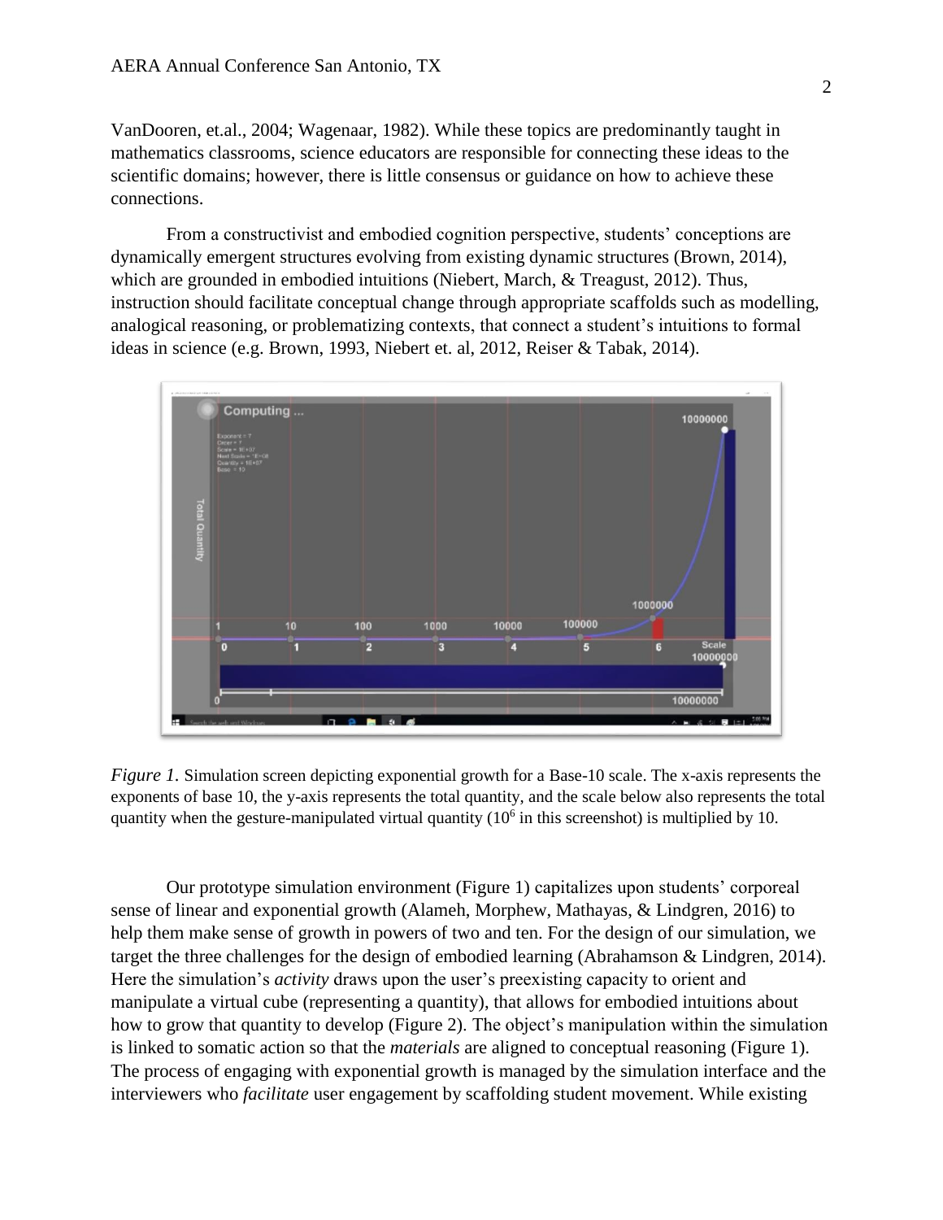VanDooren, et.al., 2004; Wagenaar, 1982). While these topics are predominantly taught in mathematics classrooms, science educators are responsible for connecting these ideas to the scientific domains; however, there is little consensus or guidance on how to achieve these connections.

From a constructivist and embodied cognition perspective, students' conceptions are dynamically emergent structures evolving from existing dynamic structures (Brown, 2014), which are grounded in embodied intuitions (Niebert, March, & Treagust, 2012). Thus, instruction should facilitate conceptual change through appropriate scaffolds such as modelling, analogical reasoning, or problematizing contexts, that connect a student's intuitions to formal ideas in science (e.g. Brown, 1993, Niebert et. al, 2012, Reiser & Tabak, 2014).

*Figure 1.* Simulation screen depicting exponential growth for a Base-10 scale. The x-axis represents the exponents of base 10, the y-axis represents the total quantity, and the scale below also represents the total quantity when the gesture-manipulated virtual quantity ($10^6$ in this screenshot) is multiplied by 10.

Our prototype simulation environment (Figure 1) capitalizes upon students' corporeal sense of linear and exponential growth (Alameh, Morphew, Mathayas, & Lindgren, 2016) to help them make sense of growth in powers of two and ten. For the design of our simulation, we target the three challenges for the design of embodied learning (Abrahamson & Lindgren, 2014). Here the simulation's *activity* draws upon the user's preexisting capacity to orient and manipulate a virtual cube (representing a quantity), that allows for embodied intuitions about how to grow that quantity to develop (Figure 2). The object's manipulation within the simulation is linked to somatic action so that the *materials* are aligned to conceptual reasoning (Figure 1). The process of engaging with exponential growth is managed by the simulation interface and the interviewers who *facilitate* user engagement by scaffolding student movement. While existing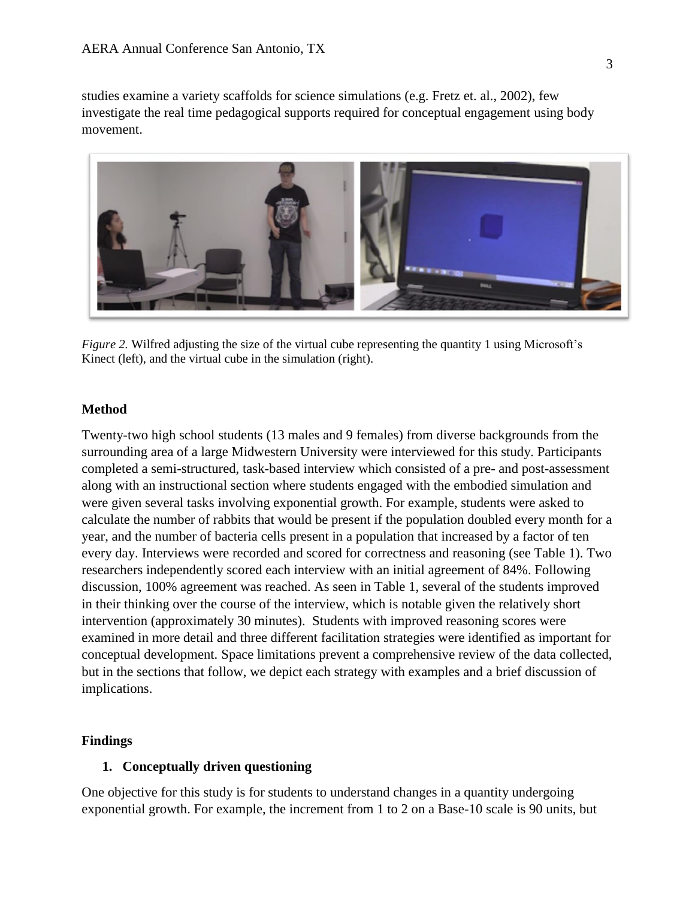studies examine a variety scaffolds for science simulations (e.g. Fretz et. al., 2002), few investigate the real time pedagogical supports required for conceptual engagement using body movement.

*Figure 2.* Wilfred adjusting the size of the virtual cube representing the quantity 1 using Microsoft's Kinect (left), and the virtual cube in the simulation (right).

## Method

Twenty-two high school students (13 males and 9 females) from diverse backgrounds from the surrounding area of a large Midwestern University were interviewed for this study. Participants completed a semi-structured, task-based interview which consisted of a pre- and post-assessment along with an instructional section where students engaged with the embodied simulation and were given several tasks involving exponential growth. For example, students were asked to calculate the number of rabbits that would be present if the population doubled every month for a year, and the number of bacteria cells present in a population that increased by a factor of ten every day. Interviews were recorded and scored for correctness and reasoning (see Table 1). Two researchers independently scored each interview with an initial agreement of 84%. Following discussion, 100% agreement was reached. As seen in Table 1, several of the students improved in their thinking over the course of the interview, which is notable given the relatively short intervention (approximately 30 minutes). Students with improved reasoning scores were examined in more detail and three different facilitation strategies were identified as important for conceptual development. Space limitations prevent a comprehensive review of the data collected, but in the sections that follow, we depict each strategy with examples and a brief discussion of implications.

## Findings

### 1. Conceptually driven questioning

One objective for this study is for students to understand changes in a quantity undergoing exponential growth. For example, the increment from 1 to 2 on a Base-10 scale is 90 units, but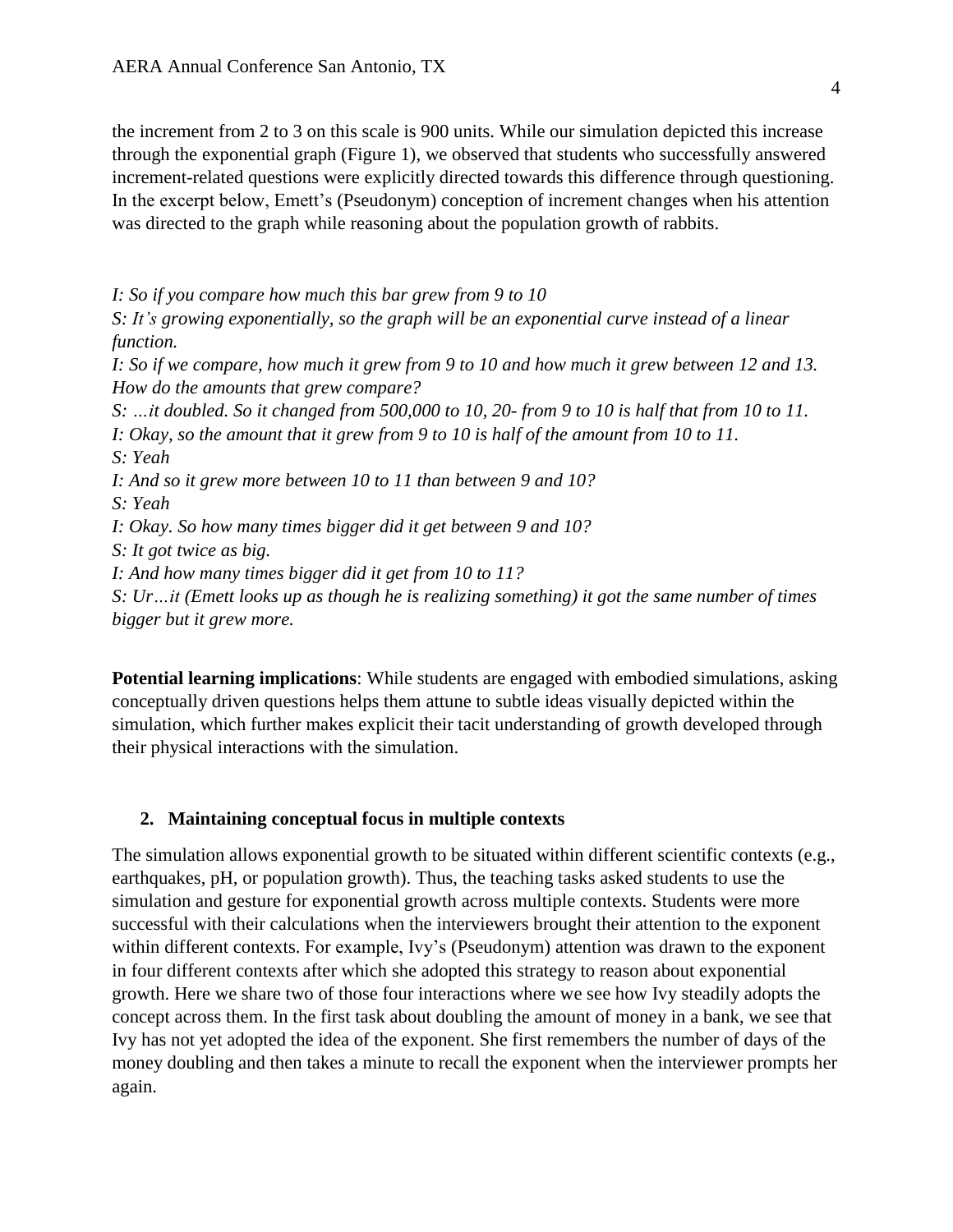the increment from 2 to 3 on this scale is 900 units. While our simulation depicted this increase through the exponential graph (Figure 1), we observed that students who successfully answered increment-related questions were explicitly directed towards this difference through questioning. In the excerpt below, Emett's (Pseudonym) conception of increment changes when his attention was directed to the graph while reasoning about the population growth of rabbits.

*I: So if you compare how much this bar grew from 9 to 10*
*S: It's growing exponentially, so the graph will be an exponential curve instead of a linear function.*
*I: So if we compare, how much it grew from 9 to 10 and how much it grew between 12 and 13. How do the amounts that grew compare?*
*S: …it doubled. So it changed from 500,000 to 10, 20- from 9 to 10 is half that from 10 to 11.*
*I: Okay, so the amount that it grew from 9 to 10 is half of the amount from 10 to 11.*
*S: Yeah*
*I: And so it grew more between 10 to 11 than between 9 and 10?*
*S: Yeah*
*I: Okay. So how many times bigger did it get between 9 and 10?*
*S: It got twice as big.*
*I: And how many times bigger did it get from 10 to 11?*
*S: Ur…it (Emett looks up as though he is realizing something) it got the same number of times bigger but it grew more.*

**Potential learning implications**: While students are engaged with embodied simulations, asking conceptually driven questions helps them attune to subtle ideas visually depicted within the simulation, which further makes explicit their tacit understanding of growth developed through their physical interactions with the simulation.

### 2. Maintaining conceptual focus in multiple contexts

The simulation allows exponential growth to be situated within different scientific contexts (e.g., earthquakes, pH, or population growth). Thus, the teaching tasks asked students to use the simulation and gesture for exponential growth across multiple contexts. Students were more successful with their calculations when the interviewers brought their attention to the exponent within different contexts. For example, Ivy's (Pseudonym) attention was drawn to the exponent in four different contexts after which she adopted this strategy to reason about exponential growth. Here we share two of those four interactions where we see how Ivy steadily adopts the concept across them. In the first task about doubling the amount of money in a bank, we see that Ivy has not yet adopted the idea of the exponent. She first remembers the number of days of the money doubling and then takes a minute to recall the exponent when the interviewer prompts her again.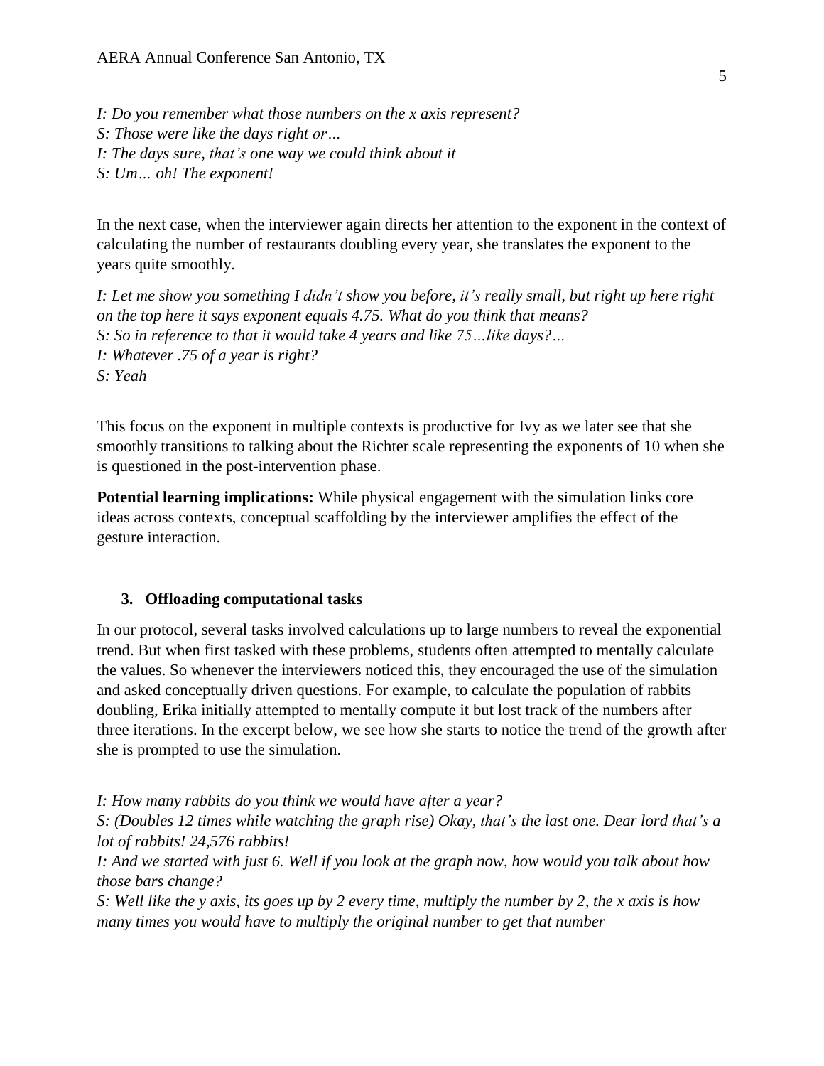*I: Do you remember what those numbers on the x axis represent?*
*S: Those were like the days right or…*
*I: The days sure, that's one way we could think about it*
*S: Um… oh! The exponent!*

In the next case, when the interviewer again directs her attention to the exponent in the context of calculating the number of restaurants doubling every year, she translates the exponent to the years quite smoothly.

*I: Let me show you something I didn't show you before, it's really small, but right up here right on the top here it says exponent equals 4.75. What do you think that means?*
*S: So in reference to that it would take 4 years and like 75…like days?…*
*I: Whatever .75 of a year is right?*
*S: Yeah*

This focus on the exponent in multiple contexts is productive for Ivy as we later see that she smoothly transitions to talking about the Richter scale representing the exponents of 10 when she is questioned in the post-intervention phase.

**Potential learning implications:** While physical engagement with the simulation links core ideas across contexts, conceptual scaffolding by the interviewer amplifies the effect of the gesture interaction.

### 3. Offloading computational tasks

In our protocol, several tasks involved calculations up to large numbers to reveal the exponential trend. But when first tasked with these problems, students often attempted to mentally calculate the values. So whenever the interviewers noticed this, they encouraged the use of the simulation and asked conceptually driven questions. For example, to calculate the population of rabbits doubling, Erika initially attempted to mentally compute it but lost track of the numbers after three iterations. In the excerpt below, we see how she starts to notice the trend of the growth after she is prompted to use the simulation.

*I: How many rabbits do you think we would have after a year?*
*S: (Doubles 12 times while watching the graph rise) Okay, that's the last one. Dear lord that's a lot of rabbits! 24,576 rabbits!*
*I: And we started with just 6. Well if you look at the graph now, how would you talk about how those bars change?*
*S: Well like the y axis, its goes up by 2 every time, multiply the number by 2, the x axis is how many times you would have to multiply the original number to get that number*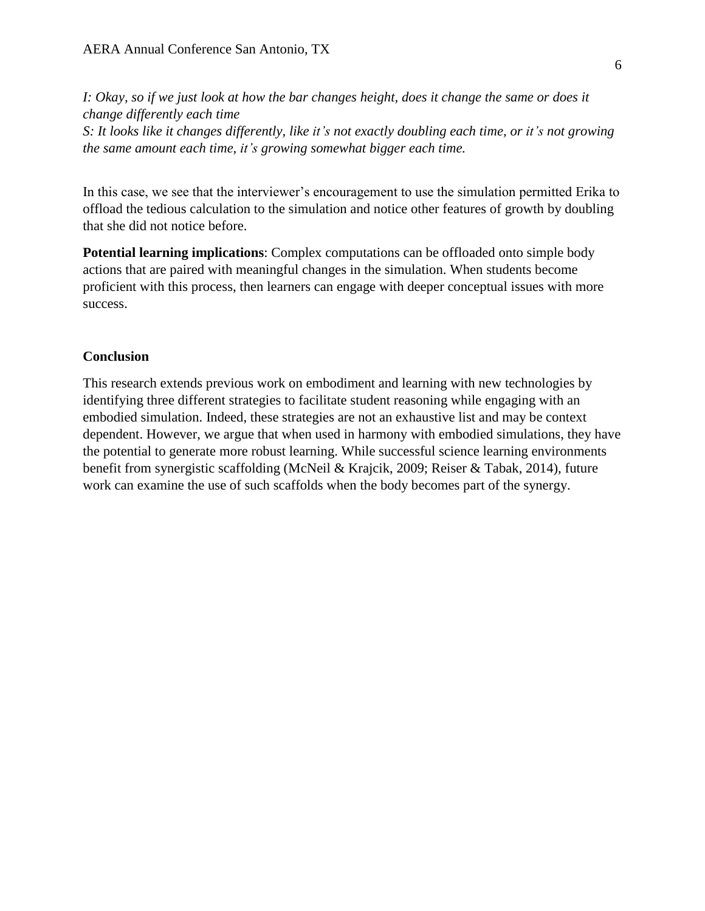*I: Okay, so if we just look at how the bar changes height, does it change the same or does it change differently each time*
*S: It looks like it changes differently, like it's not exactly doubling each time, or it's not growing the same amount each time, it's growing somewhat bigger each time.*

In this case, we see that the interviewer's encouragement to use the simulation permitted Erika to offload the tedious calculation to the simulation and notice other features of growth by doubling that she did not notice before.

**Potential learning implications**: Complex computations can be offloaded onto simple body actions that are paired with meaningful changes in the simulation. When students become proficient with this process, then learners can engage with deeper conceptual issues with more success.

## Conclusion

This research extends previous work on embodiment and learning with new technologies by identifying three different strategies to facilitate student reasoning while engaging with an embodied simulation. Indeed, these strategies are not an exhaustive list and may be context dependent. However, we argue that when used in harmony with embodied simulations, they have the potential to generate more robust learning. While successful science learning environments benefit from synergistic scaffolding (McNeil & Krajcik, 2009; Reiser & Tabak, 2014), future work can examine the use of such scaffolds when the body becomes part of the synergy.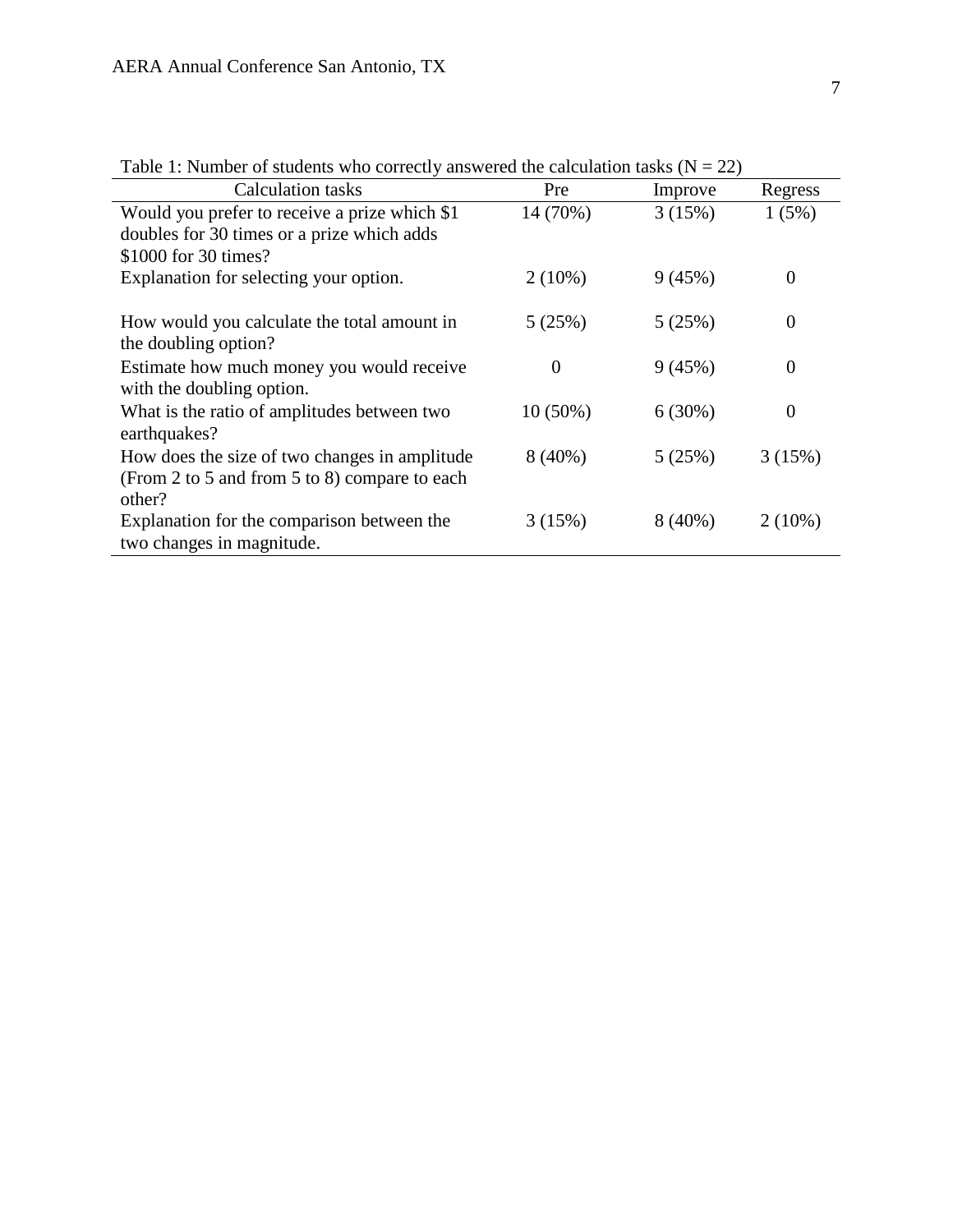Table 1: Number of students who correctly answered the calculation tasks (N = 22)

| Calculation tasks | Pre | Improve | Regress |
|---|---|---|---|
| Would you prefer to receive a prize which $1 doubles for 30 times or a prize which adds $1000 for 30 times? | 14 (70%) | 3 (15%) | 1 (5%) |
| Explanation for selecting your option. | 2 (10%) | 9 (45%) | 0 |
| How would you calculate the total amount in the doubling option? | 5 (25%) | 5 (25%) | 0 |
| Estimate how much money you would receive with the doubling option. | 0 | 9 (45%) | 0 |
| What is the ratio of amplitudes between two earthquakes? | 10 (50%) | 6 (30%) | 0 |
| How does the size of two changes in amplitude (From 2 to 5 and from 5 to 8) compare to each other? | 8 (40%) | 5 (25%) | 3 (15%) |
| Explanation for the comparison between the two changes in magnitude. | 3 (15%) | 8 (40%) | 2 (10%) |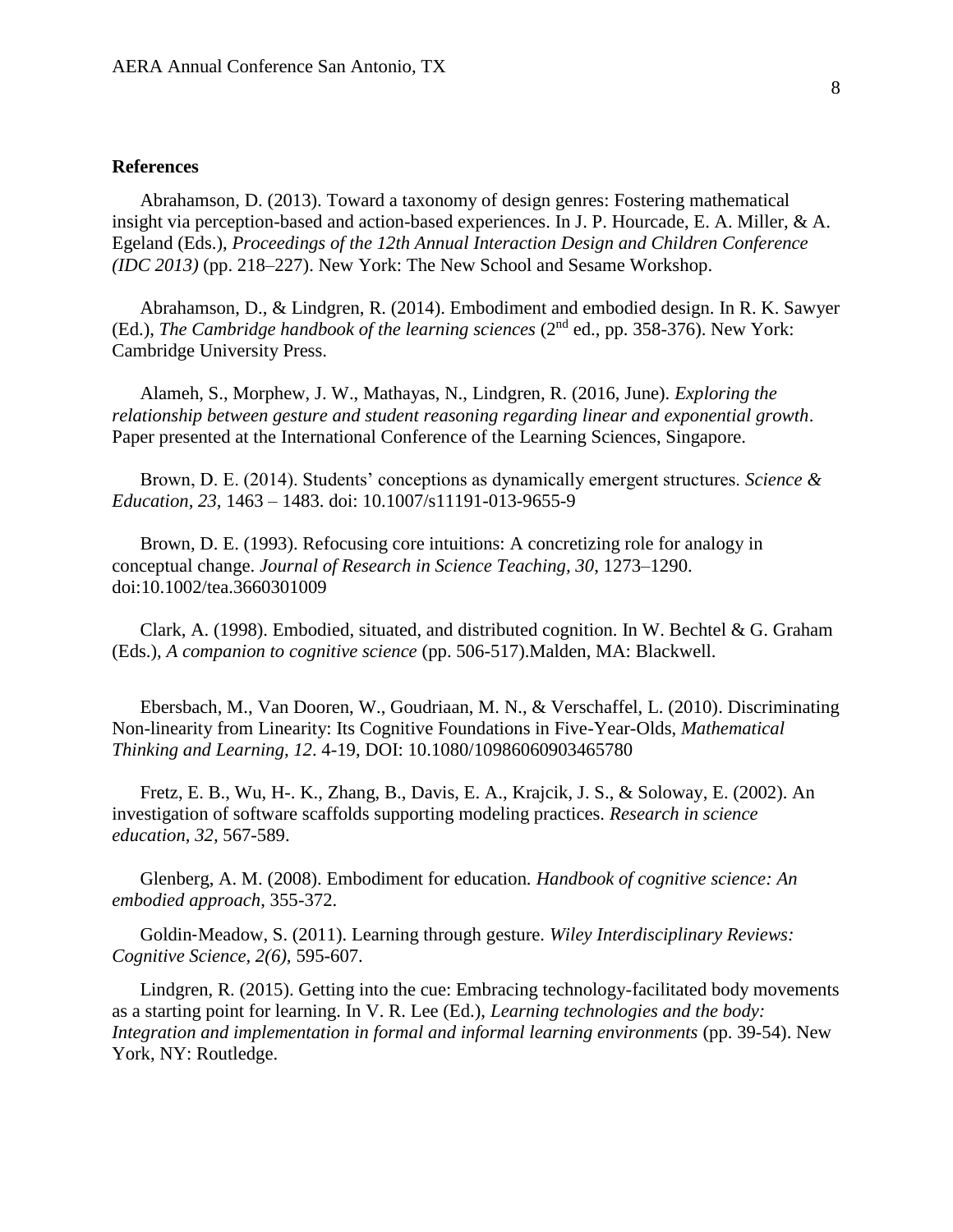**References**

Abrahamson, D. (2013). Toward a taxonomy of design genres: Fostering mathematical insight via perception-based and action-based experiences. In J. P. Hourcade, E. A. Miller, & A. Egeland (Eds.), *Proceedings of the 12th Annual Interaction Design and Children Conference (IDC 2013)* (pp. 218–227). New York: The New School and Sesame Workshop.

Abrahamson, D., & Lindgren, R. (2014). Embodiment and embodied design. In R. K. Sawyer (Ed.), *The Cambridge handbook of the learning sciences* (2nd ed., pp. 358-376). New York: Cambridge University Press.

Alameh, S., Morphew, J. W., Mathayas, N., Lindgren, R. (2016, June). *Exploring the relationship between gesture and student reasoning regarding linear and exponential growth*. Paper presented at the International Conference of the Learning Sciences, Singapore.

Brown, D. E. (2014). Students' conceptions as dynamically emergent structures. *Science & Education, 23,* 1463 – 1483. doi: 10.1007/s11191-013-9655-9

Brown, D. E. (1993). Refocusing core intuitions: A concretizing role for analogy in conceptual change. *Journal of Research in Science Teaching, 30,* 1273–1290. doi:10.1002/tea.3660301009

Clark, A. (1998). Embodied, situated, and distributed cognition. In W. Bechtel & G. Graham (Eds.), *A companion to cognitive science* (pp. 506-517).Malden, MA: Blackwell.

Ebersbach, M., Van Dooren, W., Goudriaan, M. N., & Verschaffel, L. (2010). Discriminating Non-linearity from Linearity: Its Cognitive Foundations in Five-Year-Olds, *Mathematical Thinking and Learning, 12*. 4-19, DOI: 10.1080/10986060903465780

Fretz, E. B., Wu, H-. K., Zhang, B., Davis, E. A., Krajcik, J. S., & Soloway, E. (2002). An investigation of software scaffolds supporting modeling practices. *Research in science education*, *32*, 567-589.

Glenberg, A. M. (2008). Embodiment for education*. Handbook of cognitive science: An embodied approach*, 355-372.

Goldin‐Meadow, S. (2011). Learning through gesture. *Wiley Interdisciplinary Reviews: Cognitive Science, 2(6),* 595-607.

Lindgren, R. (2015). Getting into the cue: Embracing technology-facilitated body movements as a starting point for learning. In V. R. Lee (Ed.), *Learning technologies and the body: Integration and implementation in formal and informal learning environments* (pp. 39-54). New York, NY: Routledge.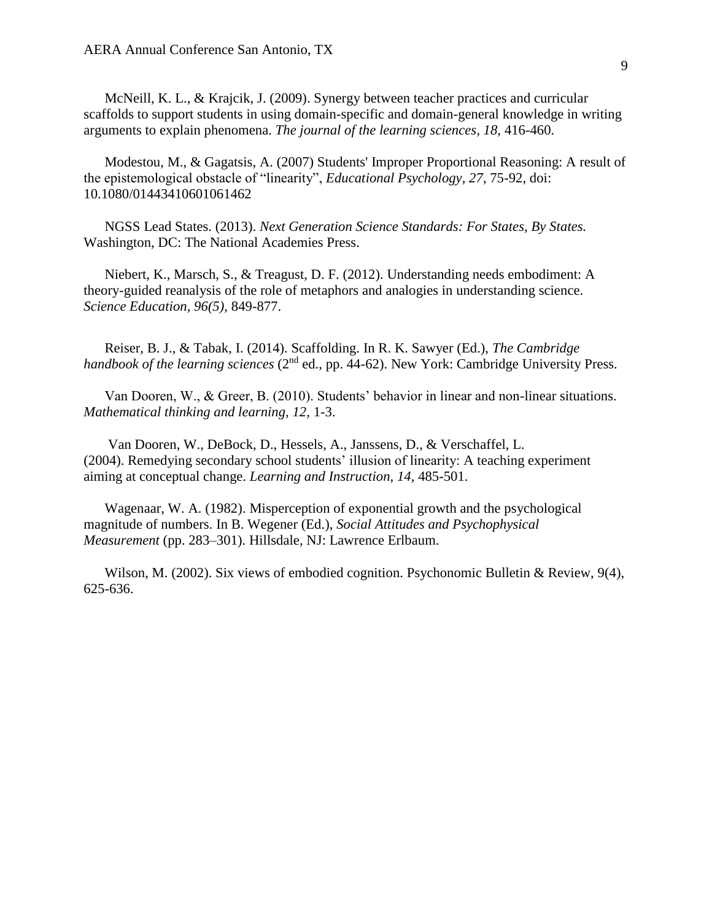McNeill, K. L., & Krajcik, J. (2009). Synergy between teacher practices and curricular scaffolds to support students in using domain-specific and domain-general knowledge in writing arguments to explain phenomena. *The journal of the learning sciences, 18,* 416-460.

Modestou, M., & Gagatsis, A. (2007) Students' Improper Proportional Reasoning: A result of the epistemological obstacle of "linearity", *Educational Psychology, 27*, 75-92, doi: 10.1080/01443410601061462

NGSS Lead States. (2013). *Next Generation Science Standards: For States, By States.* Washington, DC: The National Academies Press.

Niebert, K., Marsch, S., & Treagust, D. F. (2012). Understanding needs embodiment: A theory-guided reanalysis of the role of metaphors and analogies in understanding science. *Science Education, 96(5),* 849-877.

Reiser, B. J., & Tabak, I. (2014). Scaffolding. In R. K. Sawyer (Ed.), *The Cambridge handbook of the learning sciences* (2nd ed., pp. 44-62). New York: Cambridge University Press.

Van Dooren, W., & Greer, B. (2010). Students' behavior in linear and non-linear situations. *Mathematical thinking and learning, 12,* 1-3.

Van Dooren, W., DeBock, D., Hessels, A., Janssens, D., & Verschaffel, L. (2004). Remedying secondary school students' illusion of linearity: A teaching experiment aiming at conceptual change. *Learning and Instruction, 14*, 485-501.

Wagenaar, W. A. (1982). Misperception of exponential growth and the psychological magnitude of numbers. In B. Wegener (Ed.), *Social Attitudes and Psychophysical Measurement* (pp. 283–301). Hillsdale, NJ: Lawrence Erlbaum.

Wilson, M. (2002). Six views of embodied cognition. Psychonomic Bulletin & Review, 9(4), 625-636.